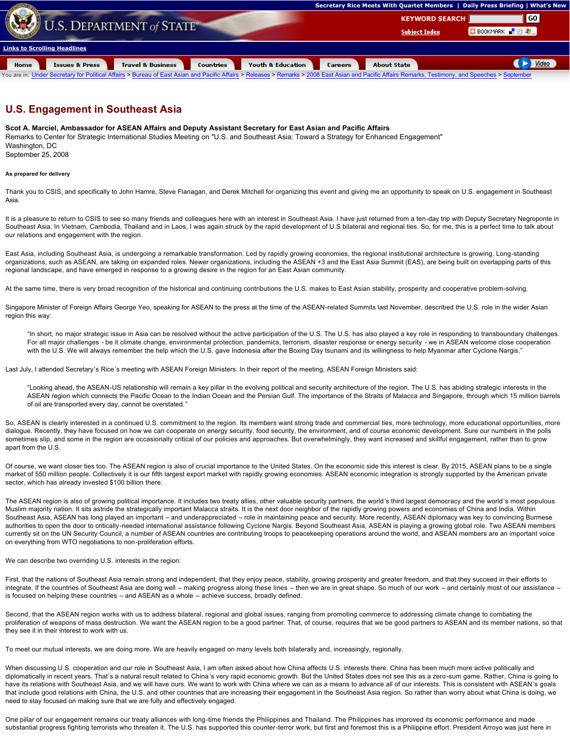# U.S. Engagement in Southeast Asia

**Scot A. Marciel, Ambassador for ASEAN Affairs and Deputy Assistant Secretary for East Asian and Pacific Affairs**
Remarks to Center for Strategic International Studies Meeting on "U.S. and Southeast Asia: Toward a Strategy for Enhanced Engagement"
Washington, DC
September 25, 2008

**As prepared for delivery**

Thank you to CSIS, and specifically to John Hamre, Steve Flanagan, and Derek Mitchell for organizing this event and giving me an opportunity to speak on U.S. engagement in Southeast Asia.

It is a pleasure to return to CSIS to see so many friends and colleagues here with an interest in Southeast Asia. I have just returned from a ten-day trip with Deputy Secretary Negroponte in Southeast Asia. In Vietnam, Cambodia, Thailand and in Laos, I was again struck by the rapid development of U.S bilateral and regional ties. So, for me, this is a perfect time to talk about our relations and engagement with the region.

East Asia, including Southeast Asia, is undergoing a remarkable transformation. Led by rapidly growing economies, the regional institutional architecture is growing. Long-standing organizations, such as ASEAN, are taking on expanded roles. Newer organizations, including the ASEAN +3 and the East Asia Summit (EAS), are being built on overlapping parts of this regional landscape, and have emerged in response to a growing desire in the region for an East Asian community.

At the same time, there is very broad recognition of the historical and continuing contributions the U.S. makes to East Asian stability, prosperity and cooperative problem-solving.

Singapore Minister of Foreign Affairs George Yeo, speaking for ASEAN to the press at the time of the ASEAN-related Summits last November, described the U.S. role in the wider Asian region this way:

> "In short, no major strategic issue in Asia can be resolved without the active participation of the U.S. The U.S. has also played a key role in responding to transboundary challenges. For all major challenges - be it climate change, environmental protection, pandemics, terrorism, disaster response or energy security - we in ASEAN welcome close cooperation with the U.S. We will always remember the help which the U.S. gave Indonesia after the Boxing Day tsunami and its willingness to help Myanmar after Cyclone Nargis."

Last July, I attended Secretary's Rice's meeting with ASEAN Foreign Ministers. In their report of the meeting, ASEAN Foreign Ministers said:

> "Looking ahead, the ASEAN-US relationship will remain a key pillar in the evolving political and security architecture of the region. The U.S. has abiding strategic interests in the ASEAN region which connects the Pacific Ocean to the Indian Ocean and the Persian Gulf. The importance of the Straits of Malacca and Singapore, through which 15 million barrels of oil are transported every day, cannot be overstated."

So, ASEAN is clearly interested in a continued U.S. commitment to the region. Its members want strong trade and commercial ties, more technology, more educational opportunities, more dialogue. Recently, they have focused on how we can cooperate on energy security, food security, the environment, and of course economic development. Sure our numbers in the polls sometimes slip, and some in the region are occasionally critical of our policies and approaches. But overwhelmingly, they want increased and skillful engagement, rather than to grow apart from the U.S.

Of course, we want closer ties too. The ASEAN region is also of crucial importance to the United States. On the economic side this interest is clear. By 2015, ASEAN plans to be a single market of 550 million people. Collectively it is our fifth largest export market with rapidly growing economies. ASEAN economic integration is strongly supported by the American private sector, which has already invested $100 billion there.

The ASEAN region is also of growing political importance. It includes two treaty allies, other valuable security partners, the world's third largest democracy and the world's most populous Muslim majority nation. It sits astride the strategically important Malacca straits. It is the next door neighbor of the rapidly growing powers and economies of China and India. Within Southeast Asia, ASEAN has long played an important – and underappreciated – role in maintaining peace and security. More recently, ASEAN diplomacy was key to convincing Burmese authorities to open the door to critically-needed international assistance following Cyclone Nargis. Beyond Southeast Asia, ASEAN is playing a growing global role. Two ASEAN members currently sit on the UN Security Council, a number of ASEAN countries are contributing troops to peacekeeping operations around the world, and ASEAN members are an important voice on everything from WTO negotiations to non-proliferation efforts.

We can describe two overriding U.S. interests in the region:

First, that the nations of Southeast Asia remain strong and independent, that they enjoy peace, stability, growing prosperity and greater freedom, and that they succeed in their efforts to integrate. If the countries of Southeast Asia are doing well – making progress along these lines – then we are in great shape. So much of our work – and certainly most of our assistance – is focused on helping these countries – and ASEAN as a whole -- achieve success, broadly defined.

Second, that the ASEAN region works with us to address bilateral, regional and global issues, ranging from promoting commerce to addressing climate change to combating the proliferation of weapons of mass destruction. We want the ASEAN region to be a good partner. That, of course, requires that we be good partners to ASEAN and its member nations, so that they see it in their interest to work with us.

To meet our mutual interests, we are doing more. We are heavily engaged on many levels both bilaterally and, increasingly, regionally.

When discussing U.S. cooperation and our role in Southeast Asia, I am often asked about how China affects U.S. interests there. China has been much more active politically and diplomatically in recent years. That's a natural result related to China's very rapid economic growth. But the United States does not see this as a zero-sum game. Rather, China is going to have its relations with Southeast Asia, and we will have ours. We want to work with China where we can as a means to advance all of our interests. This is consistent with ASEAN's goals that include good relations with China, the U.S. and other countries that are increasing their engagement in the Southeast Asia region. So rather than worry about what China is doing, we need to stay focused on making sure that we are fully and effectively engaged.

One pillar of our engagement remains our treaty alliances with long-time friends the Philippines and Thailand. The Philippines has improved its economic performance and made substantial progress fighting terrorists who threaten it. The U.S. has supported this counter-terror work, but first and foremost this is a Philippine effort. President Arroyo was just here in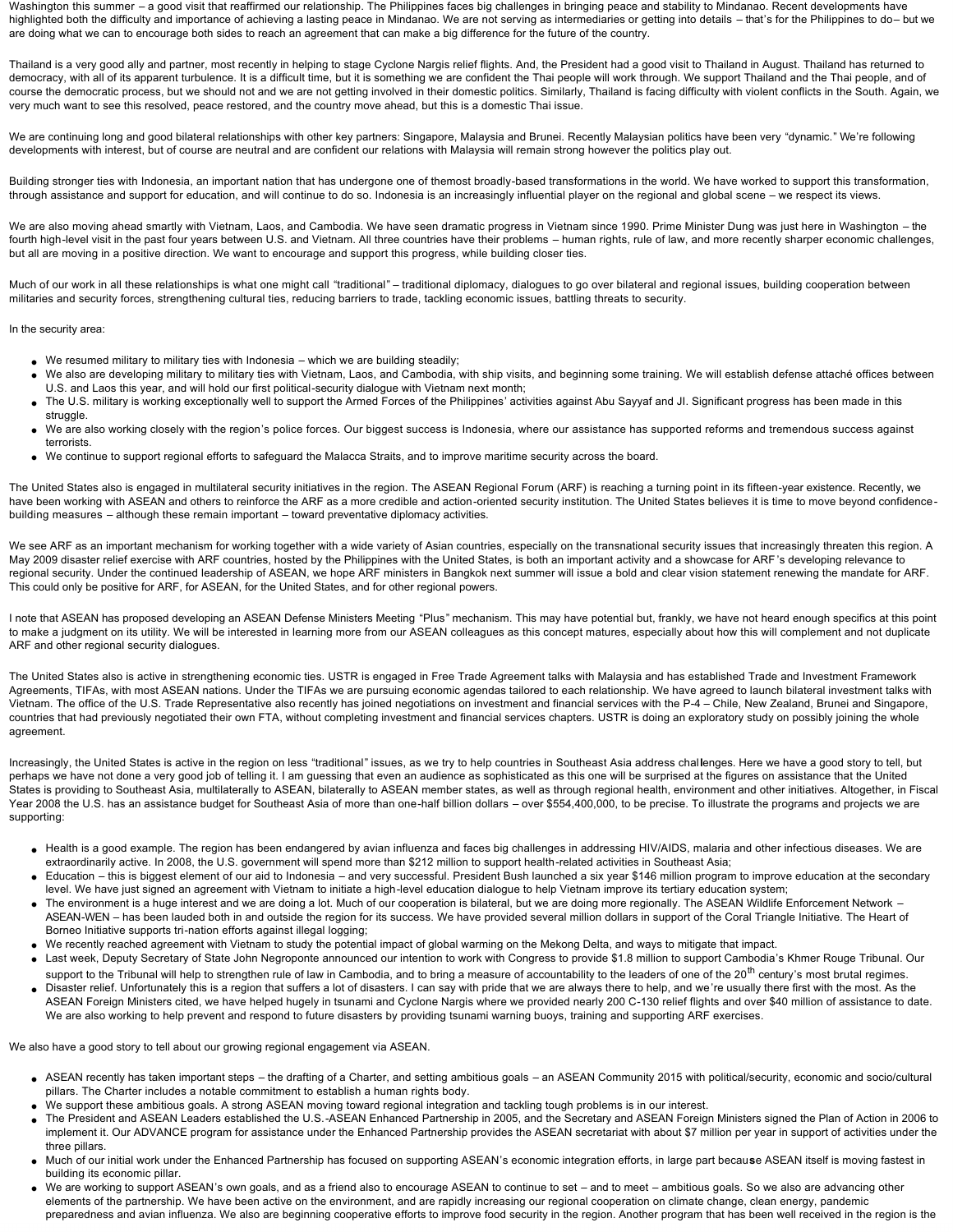Washington this summer – a good visit that reaffirmed our relationship. The Philippines faces big challenges in bringing peace and stability to Mindanao. Recent developments have highlighted both the difficulty and importance of achieving a lasting peace in Mindanao. We are not serving as intermediaries or getting into details – that's for the Philippines to do– but we are doing what we can to encourage both sides to reach an agreement that can make a big difference for the future of the country.

Thailand is a very good ally and partner, most recently in helping to stage Cyclone Nargis relief flights. And, the President had a good visit to Thailand in August. Thailand has returned to democracy, with all of its apparent turbulence. It is a difficult time, but it is something we are confident the Thai people will work through. We support Thailand and the Thai people, and of course the democratic process, but we should not and we are not getting involved in their domestic politics. Similarly, Thailand is facing difficulty with violent conflicts in the South. Again, we very much want to see this resolved, peace restored, and the country move ahead, but this is a domestic Thai issue.

We are continuing long and good bilateral relationships with other key partners: Singapore, Malaysia and Brunei. Recently Malaysian politics have been very "dynamic." We're following developments with interest, but of course are neutral and are confident our relations with Malaysia will remain strong however the politics play out.

Building stronger ties with Indonesia, an important nation that has undergone one of themost broadly-based transformations in the world. We have worked to support this transformation, through assistance and support for education, and will continue to do so. Indonesia is an increasingly influential player on the regional and global scene – we respect its views.

We are also moving ahead smartly with Vietnam, Laos, and Cambodia. We have seen dramatic progress in Vietnam since 1990. Prime Minister Dung was just here in Washington – the fourth high-level visit in the past four years between U.S. and Vietnam. All three countries have their problems – human rights, rule of law, and more recently sharper economic challenges, but all are moving in a positive direction. We want to encourage and support this progress, while building closer ties.

Much of our work in all these relationships is what one might call "traditional" – traditional diplomacy, dialogues to go over bilateral and regional issues, building cooperation between militaries and security forces, strengthening cultural ties, reducing barriers to trade, tackling economic issues, battling threats to security.

In the security area:

- We resumed military to military ties with Indonesia – which we are building steadily;
- We also are developing military to military ties with Vietnam, Laos, and Cambodia, with ship visits, and beginning some training. We will establish defense attaché offices between U.S. and Laos this year, and will hold our first political-security dialogue with Vietnam next month;
- The U.S. military is working exceptionally well to support the Armed Forces of the Philippines' activities against Abu Sayyaf and JI. Significant progress has been made in this struggle.
- We are also working closely with the region's police forces. Our biggest success is Indonesia, where our assistance has supported reforms and tremendous success against terrorists.
- We continue to support regional efforts to safeguard the Malacca Straits, and to improve maritime security across the board.

The United States also is engaged in multilateral security initiatives in the region. The ASEAN Regional Forum (ARF) is reaching a turning point in its fifteen-year existence. Recently, we have been working with ASEAN and others to reinforce the ARF as a more credible and action-oriented security institution. The United States believes it is time to move beyond confidence-building measures – although these remain important – toward preventative diplomacy activities.

We see ARF as an important mechanism for working together with a wide variety of Asian countries, especially on the transnational security issues that increasingly threaten this region. A May 2009 disaster relief exercise with ARF countries, hosted by the Philippines with the United States, is both an important activity and a showcase for ARF's developing relevance to regional security. Under the continued leadership of ASEAN, we hope ARF ministers in Bangkok next summer will issue a bold and clear vision statement renewing the mandate for ARF. This could only be positive for ARF, for ASEAN, for the United States, and for other regional powers.

I note that ASEAN has proposed developing an ASEAN Defense Ministers Meeting "Plus" mechanism. This may have potential but, frankly, we have not heard enough specifics at this point to make a judgment on its utility. We will be interested in learning more from our ASEAN colleagues as this concept matures, especially about how this will complement and not duplicate ARF and other regional security dialogues.

The United States also is active in strengthening economic ties. USTR is engaged in Free Trade Agreement talks with Malaysia and has established Trade and Investment Framework Agreements, TIFAs, with most ASEAN nations. Under the TIFAs we are pursuing economic agendas tailored to each relationship. We have agreed to launch bilateral investment talks with Vietnam. The office of the U.S. Trade Representative also recently has joined negotiations on investment and financial services with the P-4 – Chile, New Zealand, Brunei and Singapore, countries that had previously negotiated their own FTA, without completing investment and financial services chapters. USTR is doing an exploratory study on possibly joining the whole agreement.

Increasingly, the United States is active in the region on less "traditional" issues, as we try to help countries in Southeast Asia address challenges. Here we have a good story to tell, but perhaps we have not done a very good job of telling it. I am guessing that even an audience as sophisticated as this one will be surprised at the figures on assistance that the United States is providing to Southeast Asia, multilaterally to ASEAN, bilaterally to ASEAN member states, as well as through regional health, environment and other initiatives. Altogether, in Fiscal Year 2008 the U.S. has an assistance budget for Southeast Asia of more than one-half billion dollars – over $554,400,000, to be precise. To illustrate the programs and projects we are supporting:

- Health is a good example. The region has been endangered by avian influenza and faces big challenges in addressing HIV/AIDS, malaria and other infectious diseases. We are extraordinarily active. In 2008, the U.S. government will spend more than $212 million to support health-related activities in Southeast Asia;
- Education – this is biggest element of our aid to Indonesia – and very successful. President Bush launched a six year $146 million program to improve education at the secondary level. We have just signed an agreement with Vietnam to initiate a high-level education dialogue to help Vietnam improve its tertiary education system;
- The environment is a huge interest and we are doing a lot. Much of our cooperation is bilateral, but we are doing more regionally. The ASEAN Wildlife Enforcement Network – ASEAN-WEN – has been lauded both in and outside the region for its success. We have provided several million dollars in support of the Coral Triangle Initiative. The Heart of Borneo Initiative supports tri-nation efforts against illegal logging;
- We recently reached agreement with Vietnam to study the potential impact of global warming on the Mekong Delta, and ways to mitigate that impact.
- Last week, Deputy Secretary of State John Negroponte announced our intention to work with Congress to provide $1.8 million to support Cambodia's Khmer Rouge Tribunal. Our support to the Tribunal will help to strengthen rule of law in Cambodia, and to bring a measure of accountability to the leaders of one of the 20th century's most brutal regimes.
- Disaster relief. Unfortunately this is a region that suffers a lot of disasters. I can say with pride that we are always there to help, and we're usually there first with the most. As the ASEAN Foreign Ministers cited, we have helped hugely in tsunami and Cyclone Nargis where we provided nearly 200 C-130 relief flights and over $40 million of assistance to date. We are also working to help prevent and respond to future disasters by providing tsunami warning buoys, training and supporting ARF exercises.

We also have a good story to tell about our growing regional engagement via ASEAN.

- ASEAN recently has taken important steps – the drafting of a Charter, and setting ambitious goals – an ASEAN Community 2015 with political/security, economic and socio/cultural pillars. The Charter includes a notable commitment to establish a human rights body.
- We support these ambitious goals. A strong ASEAN moving toward regional integration and tackling tough problems is in our interest.
- The President and ASEAN Leaders established the U.S.-ASEAN Enhanced Partnership in 2005, and the Secretary and ASEAN Foreign Ministers signed the Plan of Action in 2006 to implement it. Our ADVANCE program for assistance under the Enhanced Partnership provides the ASEAN secretariat with about $7 million per year in support of activities under the three pillars.
- Much of our initial work under the Enhanced Partnership has focused on supporting ASEAN's economic integration efforts, in large part because ASEAN itself is moving fastest in building its economic pillar.
- We are working to support ASEAN's own goals, and as a friend also to encourage ASEAN to continue to set – and to meet – ambitious goals. So we also are advancing other elements of the partnership. We have been active on the environment, and are rapidly increasing our regional cooperation on climate change, clean energy, pandemic preparedness and avian influenza. We also are beginning cooperative efforts to improve food security in the region. Another program that has been well received in the region is the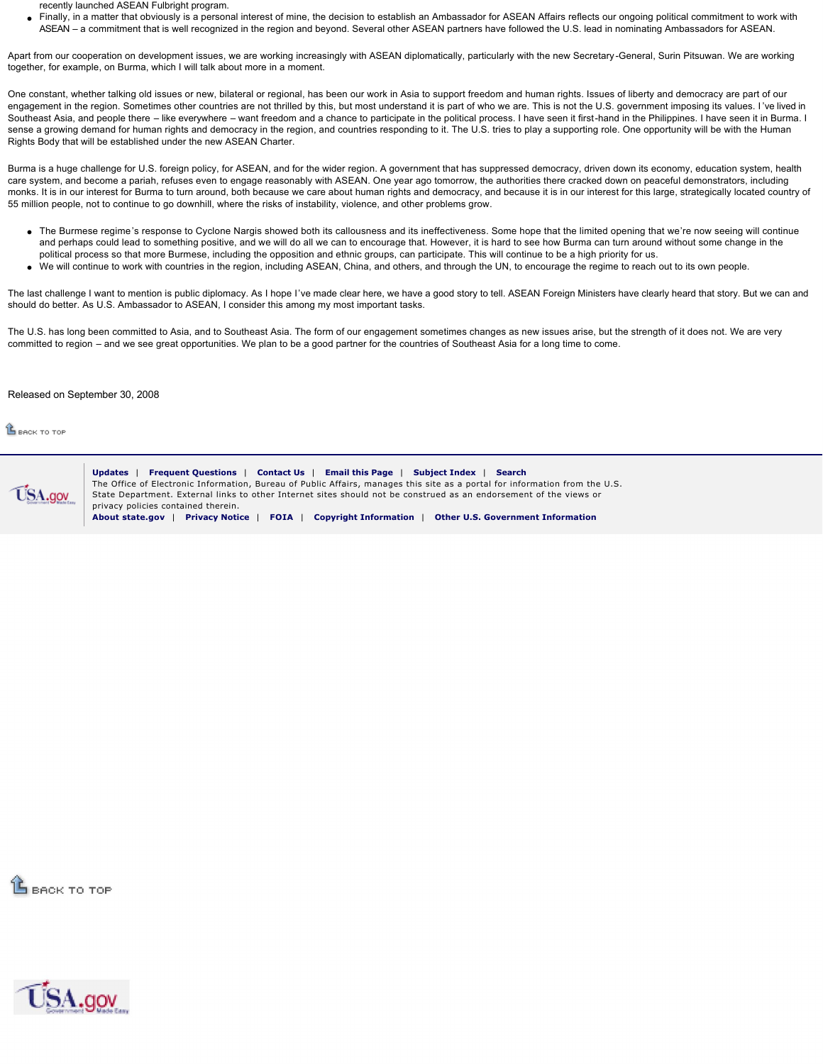recently launched ASEAN Fulbright program.

- Finally, in a matter that obviously is a personal interest of mine, the decision to establish an Ambassador for ASEAN Affairs reflects our ongoing political commitment to work with ASEAN – a commitment that is well recognized in the region and beyond. Several other ASEAN partners have followed the U.S. lead in nominating Ambassadors for ASEAN.

Apart from our cooperation on development issues, we are working increasingly with ASEAN diplomatically, particularly with the new Secretary-General, Surin Pitsuwan. We are working together, for example, on Burma, which I will talk about more in a moment.

One constant, whether talking old issues or new, bilateral or regional, has been our work in Asia to support freedom and human rights. Issues of liberty and democracy are part of our engagement in the region. Sometimes other countries are not thrilled by this, but most understand it is part of who we are. This is not the U.S. government imposing its values. I've lived in Southeast Asia, and people there – like everywhere – want freedom and a chance to participate in the political process. I have seen it first-hand in the Philippines. I have seen it in Burma. I sense a growing demand for human rights and democracy in the region, and countries responding to it. The U.S. tries to play a supporting role. One opportunity will be with the Human Rights Body that will be established under the new ASEAN Charter.

Burma is a huge challenge for U.S. foreign policy, for ASEAN, and for the wider region. A government that has suppressed democracy, driven down its economy, education system, health care system, and become a pariah, refuses even to engage reasonably with ASEAN. One year ago tomorrow, the authorities there cracked down on peaceful demonstrators, including monks. It is in our interest for Burma to turn around, both because we care about human rights and democracy, and because it is in our interest for this large, strategically located country of 55 million people, not to continue to go downhill, where the risks of instability, violence, and other problems grow.

- The Burmese regime's response to Cyclone Nargis showed both its callousness and its ineffectiveness. Some hope that the limited opening that we're now seeing will continue and perhaps could lead to something positive, and we will do all we can to encourage that. However, it is hard to see how Burma can turn around without some change in the political process so that more Burmese, including the opposition and ethnic groups, can participate. This will continue to be a high priority for us.
- We will continue to work with countries in the region, including ASEAN, China, and others, and through the UN, to encourage the regime to reach out to its own people.

The last challenge I want to mention is public diplomacy. As I hope I've made clear here, we have a good story to tell. ASEAN Foreign Ministers have clearly heard that story. But we can and should do better. As U.S. Ambassador to ASEAN, I consider this among my most important tasks.

The U.S. has long been committed to Asia, and to Southeast Asia. The form of our engagement sometimes changes as new issues arise, but the strength of it does not. We are very committed to region – and we see great opportunities. We plan to be a good partner for the countries of Southeast Asia for a long time to come.

Released on September 30, 2008

BACK TO TOP

Updates | Frequent Questions | Contact Us | Email this Page | Subject Index | Search

The Office of Electronic Information, Bureau of Public Affairs, manages this site as a portal for information from the U.S. State Department. External links to other Internet sites should not be construed as an endorsement of the views or privacy policies contained therein.

About state.gov | Privacy Notice | FOIA | Copyright Information | Other U.S. Government Information

BACK TO TOP